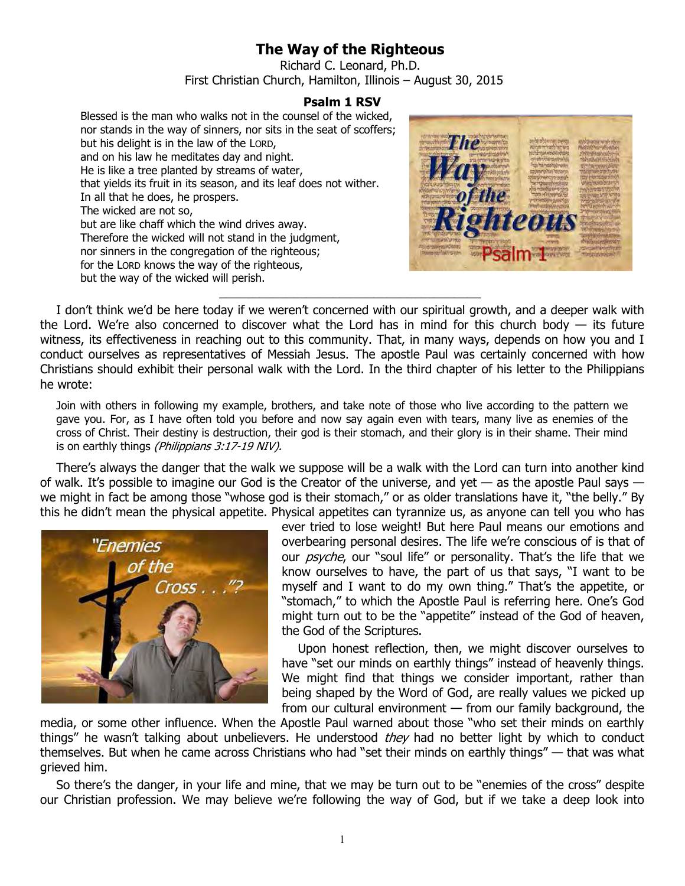# The Way of the Righteous

Richard C. Leonard, Ph.D.
First Christian Church, Hamilton, Illinois – August 30, 2015

### Psalm 1 RSV

> Blessed is the man who walks not in the counsel of the wicked,
> nor stands in the way of sinners, nor sits in the seat of scoffers;
> but his delight is in the law of the LORD,
> and on his law he meditates day and night.
> He is like a tree planted by streams of water,
> that yields its fruit in its season, and its leaf does not wither.
> In all that he does, he prospers.
> The wicked are not so,
> but are like chaff which the wind drives away.
> Therefore the wicked will not stand in the judgment,
> nor sinners in the congregation of the righteous;
> for the LORD knows the way of the righteous,
> but the way of the wicked will perish.

---

I don't think we'd be here today if we weren't concerned with our spiritual growth, and a deeper walk with the Lord. We're also concerned to discover what the Lord has in mind for this church body — its future witness, its effectiveness in reaching out to this community. That, in many ways, depends on how you and I conduct ourselves as representatives of Messiah Jesus. The apostle Paul was certainly concerned with how Christians should exhibit their personal walk with the Lord. In the third chapter of his letter to the Philippians he wrote:

> Join with others in following my example, brothers, and take note of those who live according to the pattern we gave you. For, as I have often told you before and now say again even with tears, many live as enemies of the cross of Christ. Their destiny is destruction, their god is their stomach, and their glory is in their shame. Their mind is on earthly things *(Philippians 3:17-19 NIV).*

There's always the danger that the walk we suppose will be a walk with the Lord can turn into another kind of walk. It's possible to imagine our God is the Creator of the universe, and yet — as the apostle Paul says — we might in fact be among those "whose god is their stomach," or as older translations have it, "the belly." By this he didn't mean the physical appetite. Physical appetites can tyrannize us, as anyone can tell you who has ever tried to lose weight! But here Paul means our emotions and overbearing personal desires. The life we're conscious of is that of our *psyche*, our "soul life" or personality. That's the life that we know ourselves to have, the part of us that says, "I want to be myself and I want to do my own thing." That's the appetite, or "stomach," to which the Apostle Paul is referring here. One's God might turn out to be the "appetite" instead of the God of heaven, the God of the Scriptures.

Upon honest reflection, then, we might discover ourselves to have "set our minds on earthly things" instead of heavenly things. We might find that things we consider important, rather than being shaped by the Word of God, are really values we picked up from our cultural environment — from our family background, the media, or some other influence. When the Apostle Paul warned about those "who set their minds on earthly things" he wasn't talking about unbelievers. He understood *they* had no better light by which to conduct themselves. But when he came across Christians who had "set their minds on earthly things" — that was what grieved him.

So there's the danger, in your life and mine, that we may be turn out to be "enemies of the cross" despite our Christian profession. We may believe we're following the way of God, but if we take a deep look into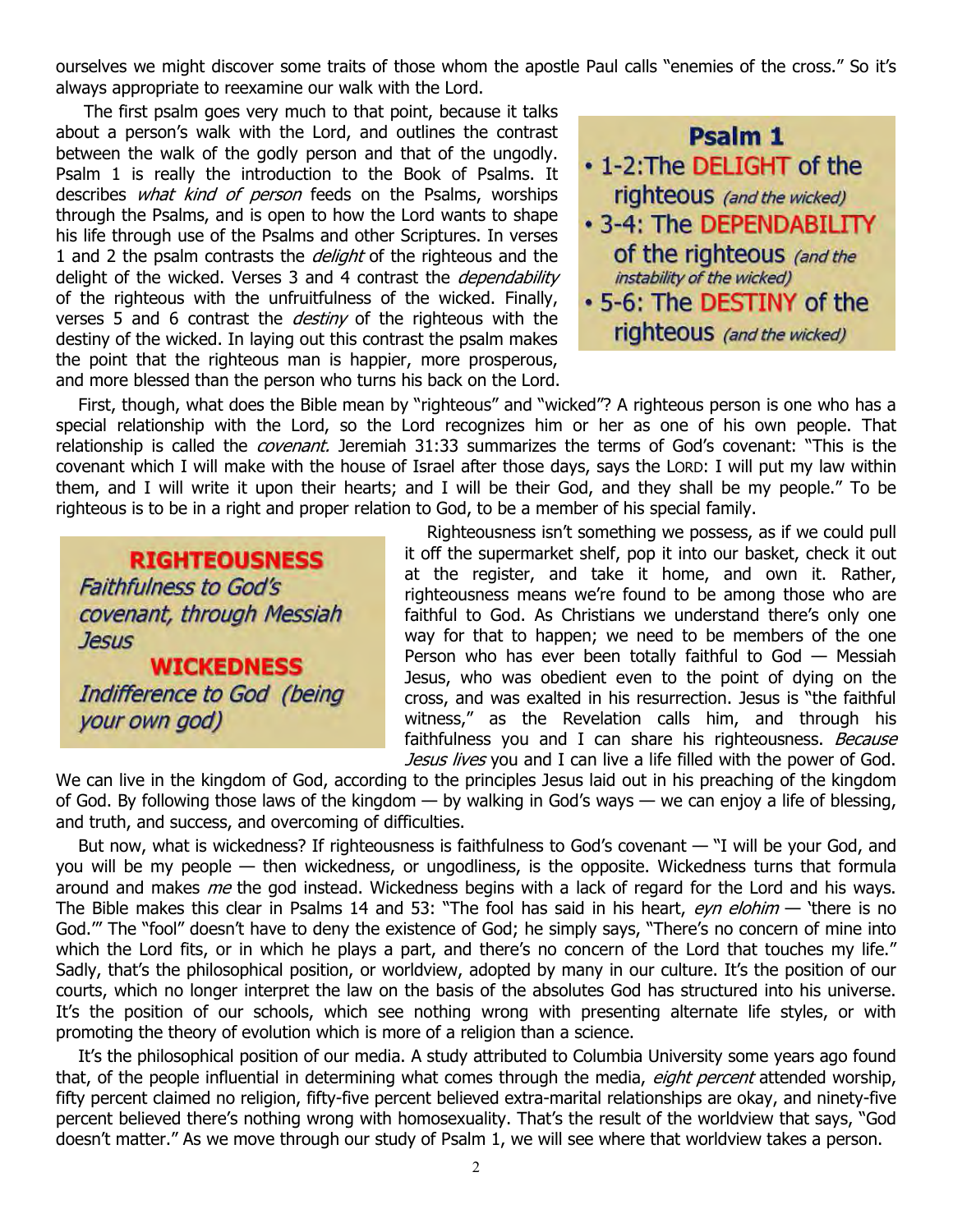ourselves we might discover some traits of those whom the apostle Paul calls "enemies of the cross." So it's always appropriate to reexamine our walk with the Lord.

The first psalm goes very much to that point, because it talks about a person's walk with the Lord, and outlines the contrast between the walk of the godly person and that of the ungodly. Psalm 1 is really the introduction to the Book of Psalms. It describes *what kind of person* feeds on the Psalms, worships through the Psalms, and is open to how the Lord wants to shape his life through use of the Psalms and other Scriptures. In verses 1 and 2 the psalm contrasts the *delight* of the righteous and the delight of the wicked. Verses 3 and 4 contrast the *dependability* of the righteous with the unfruitfulness of the wicked. Finally, verses 5 and 6 contrast the *destiny* of the righteous with the destiny of the wicked. In laying out this contrast the psalm makes the point that the righteous man is happier, more prosperous, and more blessed than the person who turns his back on the Lord.

**Psalm 1**

- 1-2: The DELIGHT of the righteous *(and the wicked)*
- 3-4: The DEPENDABILITY of the righteous *(and the instability of the wicked)*
- 5-6: The DESTINY of the righteous *(and the wicked)*

First, though, what does the Bible mean by "righteous" and "wicked"? A righteous person is one who has a special relationship with the Lord, so the Lord recognizes him or her as one of his own people. That relationship is called the *covenant.* Jeremiah 31:33 summarizes the terms of God's covenant: "This is the covenant which I will make with the house of Israel after those days, says the LORD: I will put my law within them, and I will write it upon their hearts; and I will be their God, and they shall be my people." To be righteous is to be in a right and proper relation to God, to be a member of his special family.

**RIGHTEOUSNESS**
*Faithfulness to God's covenant, through Messiah Jesus*

**WICKEDNESS**
*Indifference to God (being your own god)*

Righteousness isn't something we possess, as if we could pull it off the supermarket shelf, pop it into our basket, check it out at the register, and take it home, and own it. Rather, righteousness means we're found to be among those who are faithful to God. As Christians we understand there's only one way for that to happen; we need to be members of the one Person who has ever been totally faithful to God — Messiah Jesus, who was obedient even to the point of dying on the cross, and was exalted in his resurrection. Jesus is "the faithful witness," as the Revelation calls him, and through his faithfulness you and I can share his righteousness. *Because Jesus lives* you and I can live a life filled with the power of God. We can live in the kingdom of God, according to the principles Jesus laid out in his preaching of the kingdom of God. By following those laws of the kingdom — by walking in God's ways — we can enjoy a life of blessing, and truth, and success, and overcoming of difficulties.

But now, what is wickedness? If righteousness is faithfulness to God's covenant — "I will be your God, and you will be my people — then wickedness, or ungodliness, is the opposite. Wickedness turns that formula around and makes *me* the god instead. Wickedness begins with a lack of regard for the Lord and his ways. The Bible makes this clear in Psalms 14 and 53: "The fool has said in his heart, *eyn elohim* — 'there is no God.'" The "fool" doesn't have to deny the existence of God; he simply says, "There's no concern of mine into which the Lord fits, or in which he plays a part, and there's no concern of the Lord that touches my life." Sadly, that's the philosophical position, or worldview, adopted by many in our culture. It's the position of our courts, which no longer interpret the law on the basis of the absolutes God has structured into his universe. It's the position of our schools, which see nothing wrong with presenting alternate life styles, or with promoting the theory of evolution which is more of a religion than a science.

It's the philosophical position of our media. A study attributed to Columbia University some years ago found that, of the people influential in determining what comes through the media, *eight percent* attended worship, fifty percent claimed no religion, fifty-five percent believed extra-marital relationships are okay, and ninety-five percent believed there's nothing wrong with homosexuality. That's the result of the worldview that says, "God doesn't matter." As we move through our study of Psalm 1, we will see where that worldview takes a person.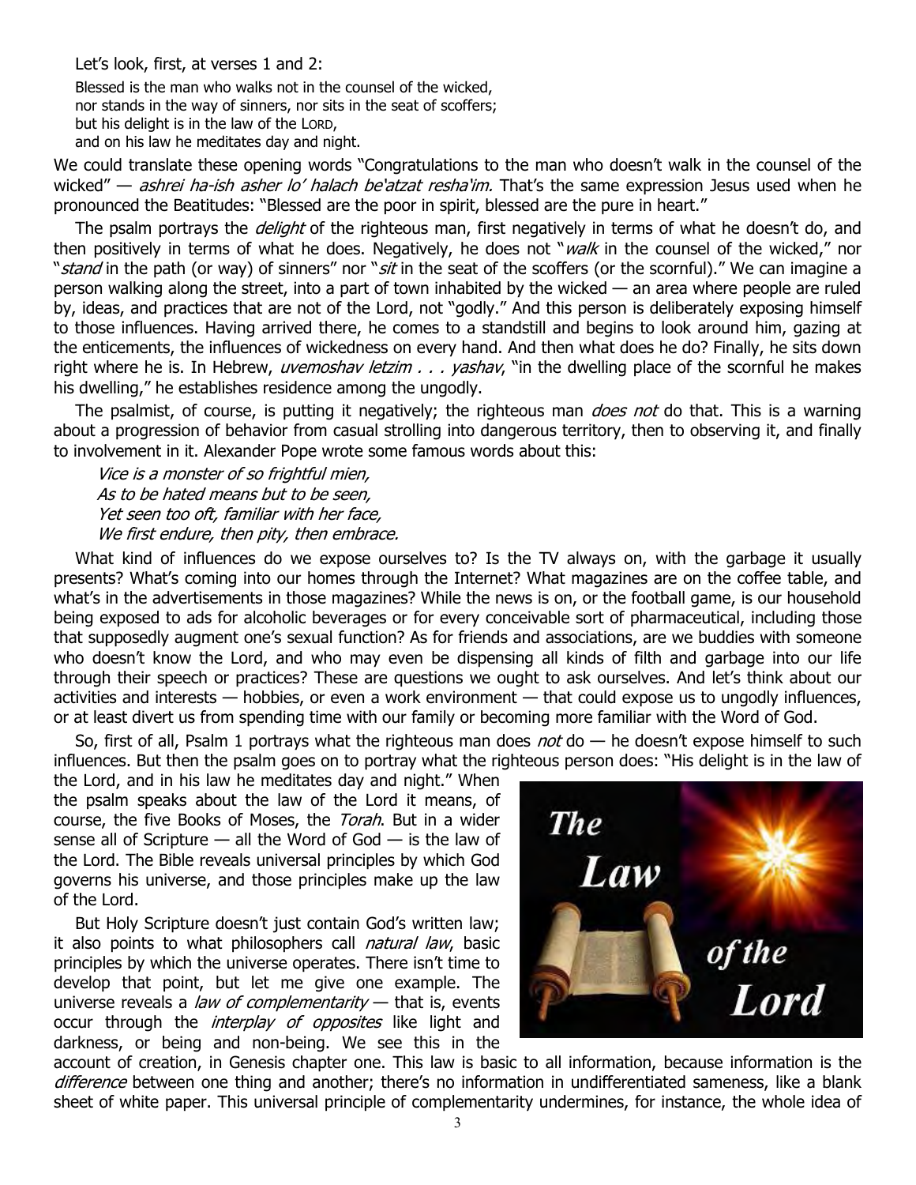Let's look, first, at verses 1 and 2:

> Blessed is the man who walks not in the counsel of the wicked,
> nor stands in the way of sinners, nor sits in the seat of scoffers;
> but his delight is in the law of the LORD,
> and on his law he meditates day and night.

We could translate these opening words "Congratulations to the man who doesn't walk in the counsel of the wicked" — *ashrei ha-ish asher lo' halach be'atzat resha'im.* That's the same expression Jesus used when he pronounced the Beatitudes: "Blessed are the poor in spirit, blessed are the pure in heart."

The psalm portrays the *delight* of the righteous man, first negatively in terms of what he doesn't do, and then positively in terms of what he does. Negatively, he does not "*walk* in the counsel of the wicked," nor "*stand* in the path (or way) of sinners" nor "*sit* in the seat of the scoffers (or the scornful)." We can imagine a person walking along the street, into a part of town inhabited by the wicked — an area where people are ruled by, ideas, and practices that are not of the Lord, not "godly." And this person is deliberately exposing himself to those influences. Having arrived there, he comes to a standstill and begins to look around him, gazing at the enticements, the influences of wickedness on every hand. And then what does he do? Finally, he sits down right where he is. In Hebrew, *uvemoshav letzim . . . yashav*, "in the dwelling place of the scornful he makes his dwelling," he establishes residence among the ungodly.

The psalmist, of course, is putting it negatively; the righteous man *does not* do that. This is a warning about a progression of behavior from casual strolling into dangerous territory, then to observing it, and finally to involvement in it. Alexander Pope wrote some famous words about this:

> *Vice is a monster of so frightful mien,*
> *As to be hated means but to be seen,*
> *Yet seen too oft, familiar with her face,*
> *We first endure, then pity, then embrace.*

What kind of influences do we expose ourselves to? Is the TV always on, with the garbage it usually presents? What's coming into our homes through the Internet? What magazines are on the coffee table, and what's in the advertisements in those magazines? While the news is on, or the football game, is our household being exposed to ads for alcoholic beverages or for every conceivable sort of pharmaceutical, including those that supposedly augment one's sexual function? As for friends and associations, are we buddies with someone who doesn't know the Lord, and who may even be dispensing all kinds of filth and garbage into our life through their speech or practices? These are questions we ought to ask ourselves. And let's think about our activities and interests — hobbies, or even a work environment — that could expose us to ungodly influences, or at least divert us from spending time with our family or becoming more familiar with the Word of God.

So, first of all, Psalm 1 portrays what the righteous man does *not* do — he doesn't expose himself to such influences. But then the psalm goes on to portray what the righteous person does: "His delight is in the law of the Lord, and in his law he meditates day and night." When the psalm speaks about the law of the Lord it means, of course, the five Books of Moses, the *Torah*. But in a wider sense all of Scripture — all the Word of God — is the law of the Lord. The Bible reveals universal principles by which God governs his universe, and those principles make up the law of the Lord.

But Holy Scripture doesn't just contain God's written law; it also points to what philosophers call *natural law*, basic principles by which the universe operates. There isn't time to develop that point, but let me give one example. The universe reveals a *law of complementarity* — that is, events occur through the *interplay of opposites* like light and darkness, or being and non-being. We see this in the account of creation, in Genesis chapter one. This law is basic to all information, because information is the *difference* between one thing and another; there's no information in undifferentiated sameness, like a blank sheet of white paper. This universal principle of complementarity undermines, for instance, the whole idea of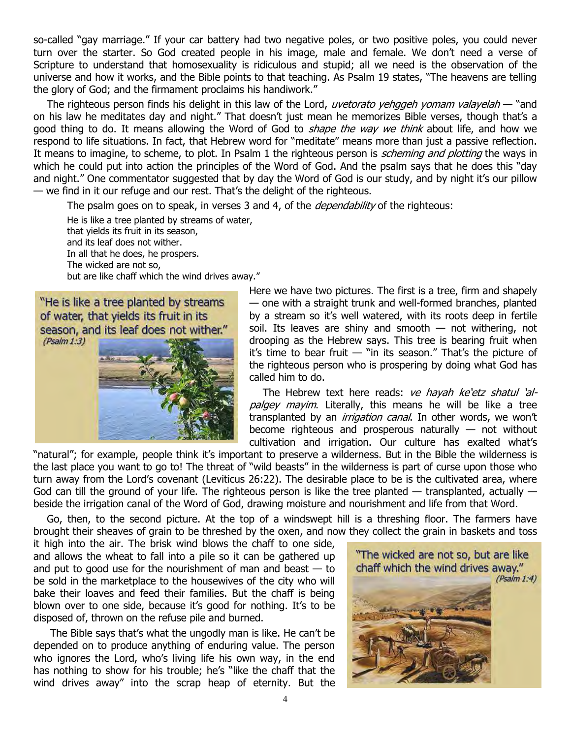so-called "gay marriage." If your car battery had two negative poles, or two positive poles, you could never turn over the starter. So God created people in his image, male and female. We don't need a verse of Scripture to understand that homosexuality is ridiculous and stupid; all we need is the observation of the universe and how it works, and the Bible points to that teaching. As Psalm 19 states, "The heavens are telling the glory of God; and the firmament proclaims his handiwork."

The righteous person finds his delight in this law of the Lord, *uvetorato yehggeh yomam valayelah* — "and on his law he meditates day and night." That doesn't just mean he memorizes Bible verses, though that's a good thing to do. It means allowing the Word of God to *shape the way we think* about life, and how we respond to life situations. In fact, that Hebrew word for "meditate" means more than just a passive reflection. It means to imagine, to scheme, to plot. In Psalm 1 the righteous person is *scheming and plotting* the ways in which he could put into action the principles of the Word of God. And the psalm says that he does this "day and night." One commentator suggested that by day the Word of God is our study, and by night it's our pillow — we find in it our refuge and our rest. That's the delight of the righteous.

The psalm goes on to speak, in verses 3 and 4, of the *dependability* of the righteous:

> He is like a tree planted by streams of water,
> that yields its fruit in its season,
> and its leaf does not wither.
> In all that he does, he prospers.
> The wicked are not so,
> but are like chaff which the wind drives away."

"He is like a tree planted by streams of water, that yields its fruit in its season, and its leaf does not wither." (Psalm 1:3)

Here we have two pictures. The first is a tree, firm and shapely — one with a straight trunk and well-formed branches, planted by a stream so it's well watered, with its roots deep in fertile soil. Its leaves are shiny and smooth — not withering, not drooping as the Hebrew says. This tree is bearing fruit when it's time to bear fruit — "in its season." That's the picture of the righteous person who is prospering by doing what God has called him to do.

The Hebrew text here reads: *ve hayah ke'etz shatul 'al-palgey mayim*. Literally, this means he will be like a tree transplanted by an *irrigation canal*. In other words, we won't become righteous and prosperous naturally — not without cultivation and irrigation. Our culture has exalted what's "natural"; for example, people think it's important to preserve a wilderness. But in the Bible the wilderness is the last place you want to go to! The threat of "wild beasts" in the wilderness is part of curse upon those who turn away from the Lord's covenant (Leviticus 26:22). The desirable place to be is the cultivated area, where God can till the ground of your life. The righteous person is like the tree planted — transplanted, actually — beside the irrigation canal of the Word of God, drawing moisture and nourishment and life from that Word.

Go, then, to the second picture. At the top of a windswept hill is a threshing floor. The farmers have brought their sheaves of grain to be threshed by the oxen, and now they collect the grain in baskets and toss it high into the air. The brisk wind blows the chaff to one side, and allows the wheat to fall into a pile so it can be gathered up and put to good use for the nourishment of man and beast — to be sold in the marketplace to the housewives of the city who will bake their loaves and feed their families. But the chaff is being blown over to one side, because it's good for nothing. It's to be disposed of, thrown on the refuse pile and burned.

"The wicked are not so, but are like chaff which the wind drives away." (Psalm 1:4)

The Bible says that's what the ungodly man is like. He can't be depended on to produce anything of enduring value. The person who ignores the Lord, who's living life his own way, in the end has nothing to show for his trouble; he's "like the chaff that the wind drives away" into the scrap heap of eternity. But the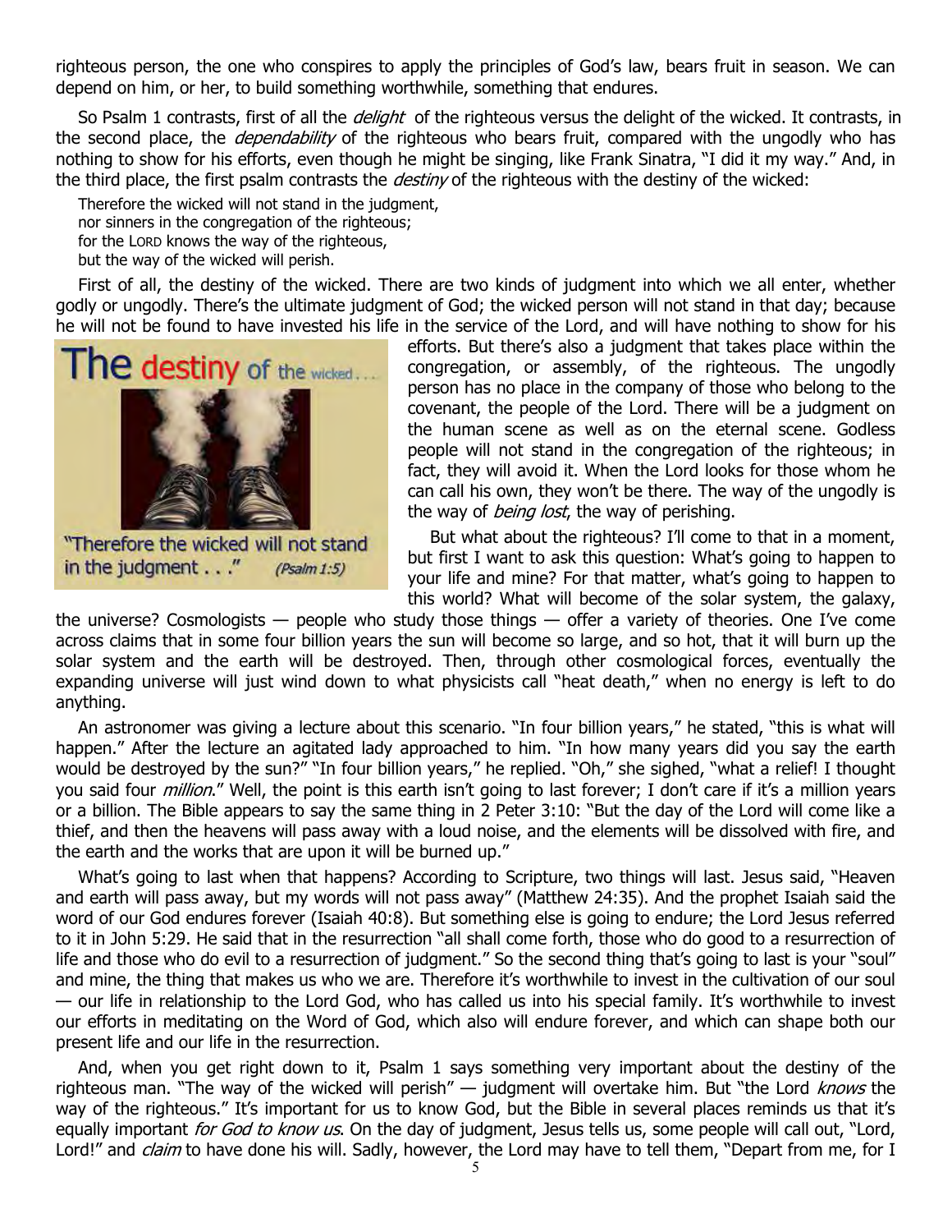righteous person, the one who conspires to apply the principles of God's law, bears fruit in season. We can depend on him, or her, to build something worthwhile, something that endures.

So Psalm 1 contrasts, first of all the *delight* of the righteous versus the delight of the wicked. It contrasts, in the second place, the *dependability* of the righteous who bears fruit, compared with the ungodly who has nothing to show for his efforts, even though he might be singing, like Frank Sinatra, "I did it my way." And, in the third place, the first psalm contrasts the *destiny* of the righteous with the destiny of the wicked:

> Therefore the wicked will not stand in the judgment,
> nor sinners in the congregation of the righteous;
> for the LORD knows the way of the righteous,
> but the way of the wicked will perish.

First of all, the destiny of the wicked. There are two kinds of judgment into which we all enter, whether godly or ungodly. There's the ultimate judgment of God; the wicked person will not stand in that day; because he will not be found to have invested his life in the service of the Lord, and will have nothing to show for his efforts. But there's also a judgment that takes place within the congregation, or assembly, of the righteous. The ungodly person has no place in the company of those who belong to the covenant, the people of the Lord. There will be a judgment on the human scene as well as on the eternal scene. Godless people will not stand in the congregation of the righteous; in fact, they will avoid it. When the Lord looks for those whom he can call his own, they won't be there. The way of the ungodly is the way of *being lost*, the way of perishing.

The destiny of the wicked...

"Therefore the wicked will not stand in the judgment . . ." *(Psalm 1:5)*

But what about the righteous? I'll come to that in a moment, but first I want to ask this question: What's going to happen to your life and mine? For that matter, what's going to happen to this world? What will become of the solar system, the galaxy, the universe? Cosmologists — people who study those things — offer a variety of theories. One I've come across claims that in some four billion years the sun will become so large, and so hot, that it will burn up the solar system and the earth will be destroyed. Then, through other cosmological forces, eventually the expanding universe will just wind down to what physicists call "heat death," when no energy is left to do anything.

An astronomer was giving a lecture about this scenario. "In four billion years," he stated, "this is what will happen." After the lecture an agitated lady approached to him. "In how many years did you say the earth would be destroyed by the sun?" "In four billion years," he replied. "Oh," she sighed, "what a relief! I thought you said four *million*." Well, the point is this earth isn't going to last forever; I don't care if it's a million years or a billion. The Bible appears to say the same thing in 2 Peter 3:10: "But the day of the Lord will come like a thief, and then the heavens will pass away with a loud noise, and the elements will be dissolved with fire, and the earth and the works that are upon it will be burned up."

What's going to last when that happens? According to Scripture, two things will last. Jesus said, "Heaven and earth will pass away, but my words will not pass away" (Matthew 24:35). And the prophet Isaiah said the word of our God endures forever (Isaiah 40:8). But something else is going to endure; the Lord Jesus referred to it in John 5:29. He said that in the resurrection "all shall come forth, those who do good to a resurrection of life and those who do evil to a resurrection of judgment." So the second thing that's going to last is your "soul" and mine, the thing that makes us who we are. Therefore it's worthwhile to invest in the cultivation of our soul — our life in relationship to the Lord God, who has called us into his special family. It's worthwhile to invest our efforts in meditating on the Word of God, which also will endure forever, and which can shape both our present life and our life in the resurrection.

And, when you get right down to it, Psalm 1 says something very important about the destiny of the righteous man. "The way of the wicked will perish" — judgment will overtake him. But "the Lord *knows* the way of the righteous." It's important for us to know God, but the Bible in several places reminds us that it's equally important *for God to know us*. On the day of judgment, Jesus tells us, some people will call out, "Lord, Lord!" and *claim* to have done his will. Sadly, however, the Lord may have to tell them, "Depart from me, for I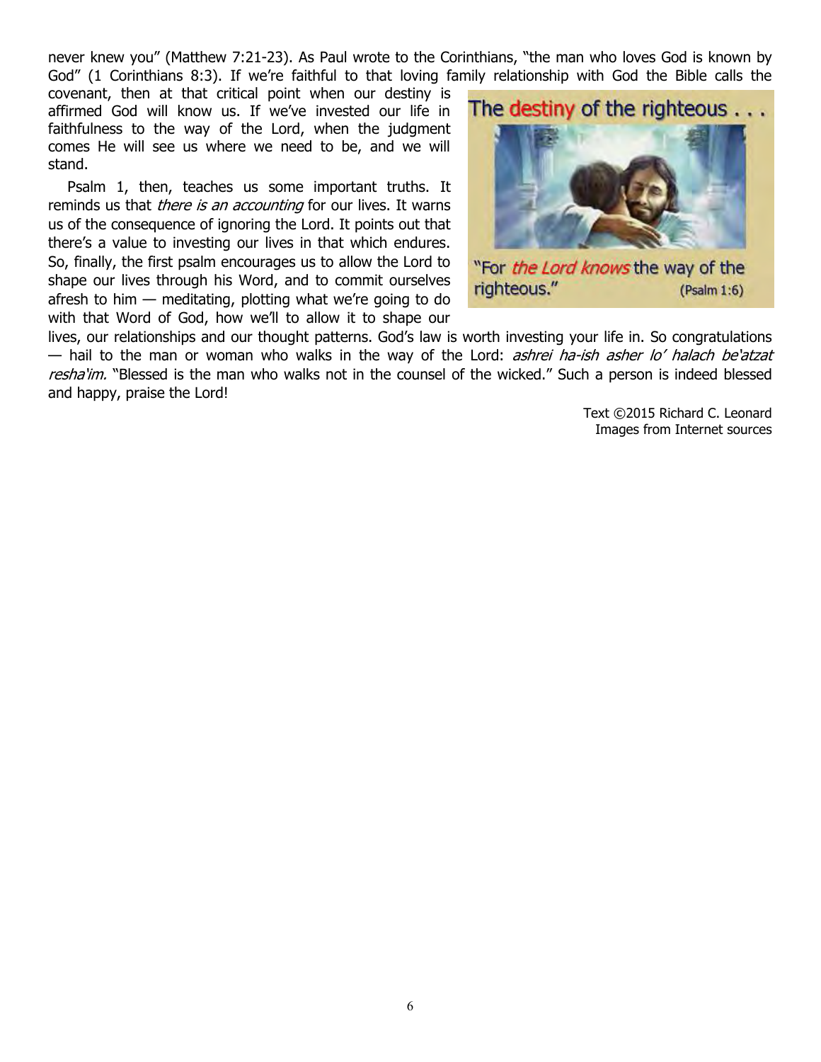never knew you" (Matthew 7:21-23). As Paul wrote to the Corinthians, "the man who loves God is known by God" (1 Corinthians 8:3). If we're faithful to that loving family relationship with God the Bible calls the covenant, then at that critical point when our destiny is affirmed God will know us. If we've invested our life in faithfulness to the way of the Lord, when the judgment comes He will see us where we need to be, and we will stand.

The destiny of the righteous . . .

"For *the Lord knows* the way of the righteous." (Psalm 1:6)

Psalm 1, then, teaches us some important truths. It reminds us that *there is an accounting* for our lives. It warns us of the consequence of ignoring the Lord. It points out that there's a value to investing our lives in that which endures. So, finally, the first psalm encourages us to allow the Lord to shape our lives through his Word, and to commit ourselves afresh to him — meditating, plotting what we're going to do with that Word of God, how we'll to allow it to shape our lives, our relationships and our thought patterns. God's law is worth investing your life in. So congratulations — hail to the man or woman who walks in the way of the Lord: *ashrei ha-ish asher lo' halach be'atzat resha'im.* "Blessed is the man who walks not in the counsel of the wicked." Such a person is indeed blessed and happy, praise the Lord!

Text ©2015 Richard C. Leonard
Images from Internet sources